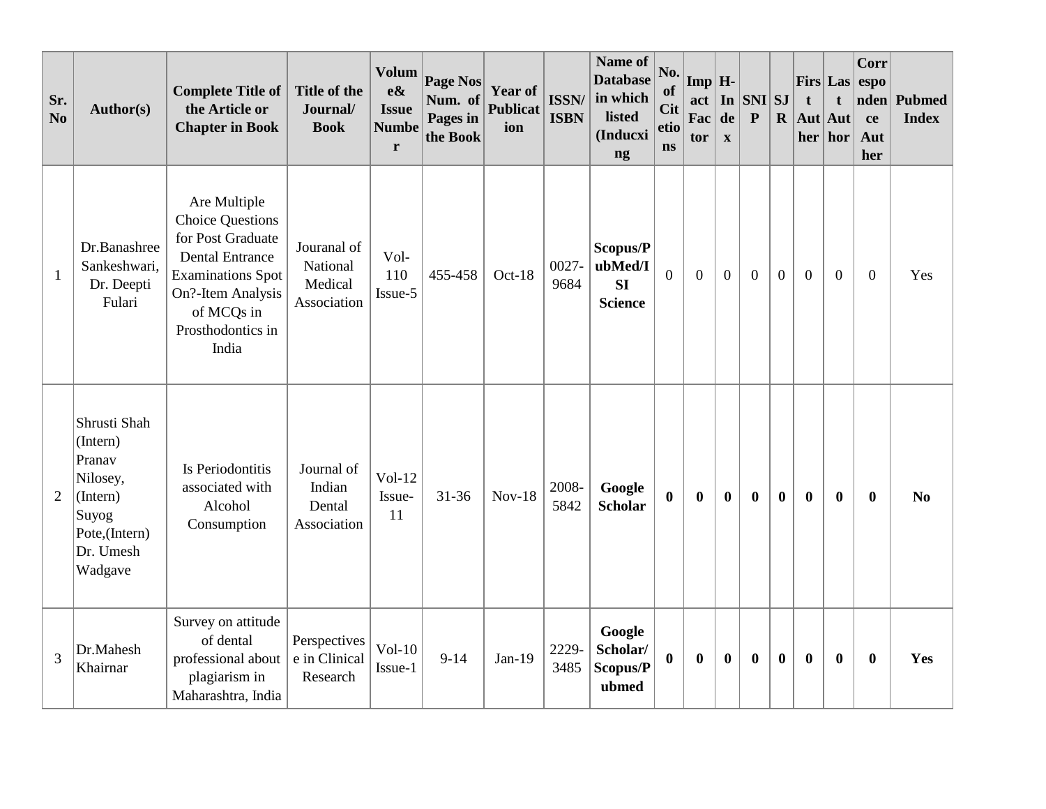| Sr. No | Author(s) | Complete Title of the Article or Chapter in Book | Title of the Journal/ Book | Volume& Issue Number | Page Nos Num. of Pages in the Book | Year of Publication | ISSN/ ISBN | Name of Database in which listed (Inducxing | No. of Citetions | Impact Factor | H-Index | SNIP | SJR | First Auther | Last Author | Correspondence Auther | Pubmed Index |
|---|---|---|---|---|---|---|---|---|---|---|---|---|---|---|---|---|---|
| 1 | Dr.Banashree Sankeshwari, Dr. Deepti Fulari | Are Multiple Choice Questions for Post Graduate Dental Entrance Examinations Spot On?-Item Analysis of MCQs in Prosthodontics in India | Jouranal of National Medical Association | Vol-110 Issue-5 | 455-458 | Oct-18 | 0027-9684 | **Scopus/PubMed/ISI Science** | 0 | 0 | 0 | 0 | 0 | 0 | 0 | 0 | Yes |
| 2 | Shrusti Shah (Intern) Pranav Nilosey, (Intern) Suyog Pote,(Intern) Dr. Umesh Wadgave | Is Periodontitis associated with Alcohol Consumption | Journal of Indian Dental Association | Vol-12 Issue-11 | 31-36 | Nov-18 | 2008-5842 | **Google Scholar** | **0** | **0** | **0** | **0** | **0** | **0** | **0** | **0** | **No** |
| 3 | Dr.Mahesh Khairnar | Survey on attitude of dental professional about plagiarism in Maharashtra, India | Perspectives e in Clinical Research | Vol-10 Issue-1 | 9-14 | Jan-19 | 2229-3485 | **Google Scholar/ Scopus/Pubmed** | **0** | **0** | **0** | **0** | **0** | **0** | **0** | **0** | **Yes** |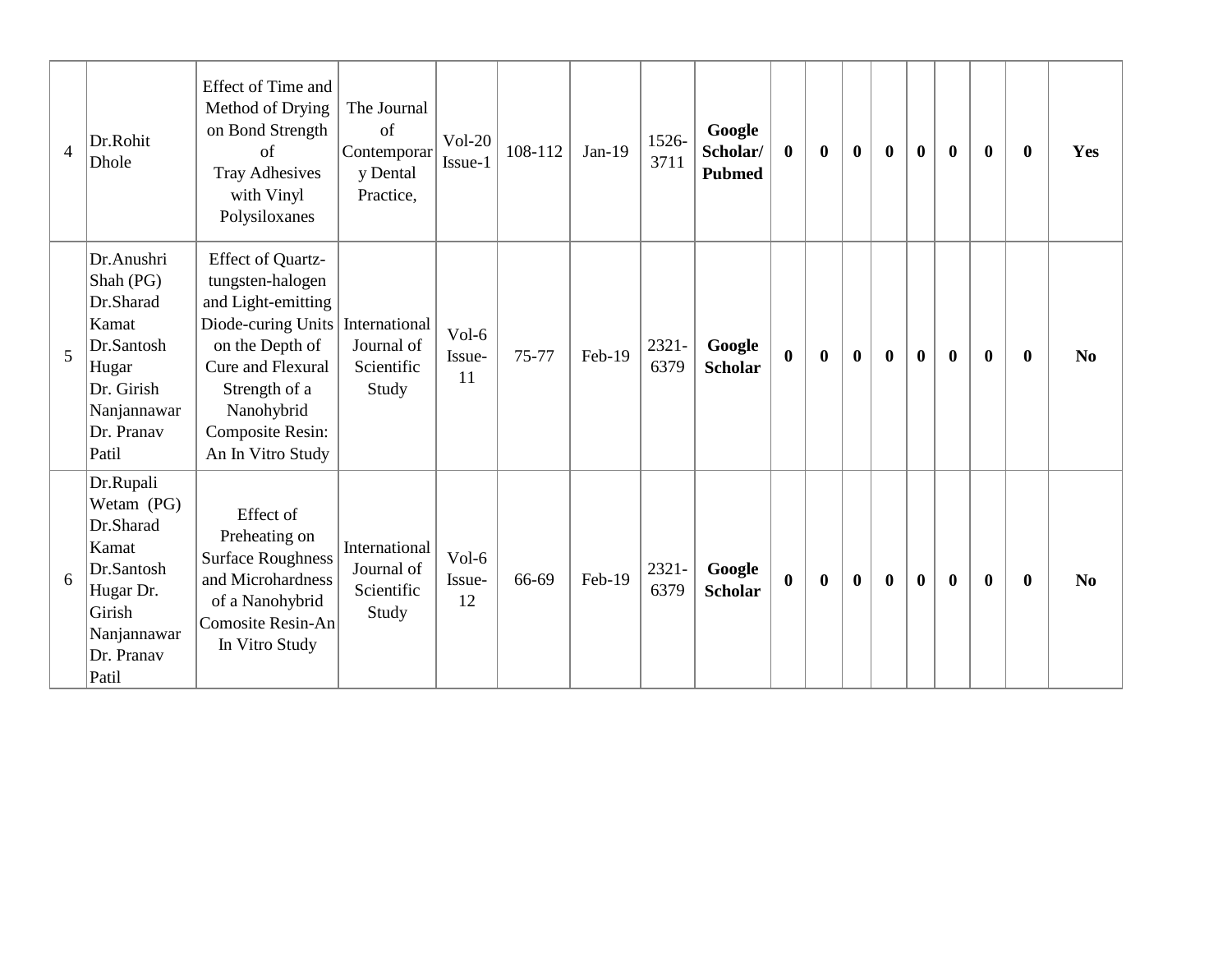| | | | | | | | | | | | | | | | | | | |
|---|---|---|---|---|---|---|---|---|---|---|---|---|---|---|---|---|---|---|
| 4 | Dr.Rohit Dhole | Effect of Time and Method of Drying on Bond Strength of Tray Adhesives with Vinyl Polysiloxanes | The Journal of Contemporary Dental Practice, | Vol-20 Issue-1 | 108-112 | Jan-19 | 1526-3711 | **Google Scholar/ Pubmed** | **0** | **0** | **0** | **0** | **0** | **0** | **0** | **0** | **Yes** |
| 5 | Dr.Anushri Shah (PG) Dr.Sharad Kamat Dr.Santosh Hugar Dr. Girish Nanjannawar Dr. Pranav Patil | Effect of Quartz-tungsten-halogen and Light-emitting Diode-curing Units on the Depth of Cure and Flexural Strength of a Nanohybrid Composite Resin: An In Vitro Study | International Journal of Scientific Study | Vol-6 Issue-11 | 75-77 | Feb-19 | 2321-6379 | **Google Scholar** | **0** | **0** | **0** | **0** | **0** | **0** | **0** | **0** | **No** |
| 6 | Dr.Rupali Wetam (PG) Dr.Sharad Kamat Dr.Santosh Hugar Dr. Girish Nanjannawar Dr. Pranav Patil | Effect of Preheating on Surface Roughness and Microhardness of a Nanohybrid Comosite Resin-An In Vitro Study | International Journal of Scientific Study | Vol-6 Issue-12 | 66-69 | Feb-19 | 2321-6379 | **Google Scholar** | **0** | **0** | **0** | **0** | **0** | **0** | **0** | **0** | **No** |